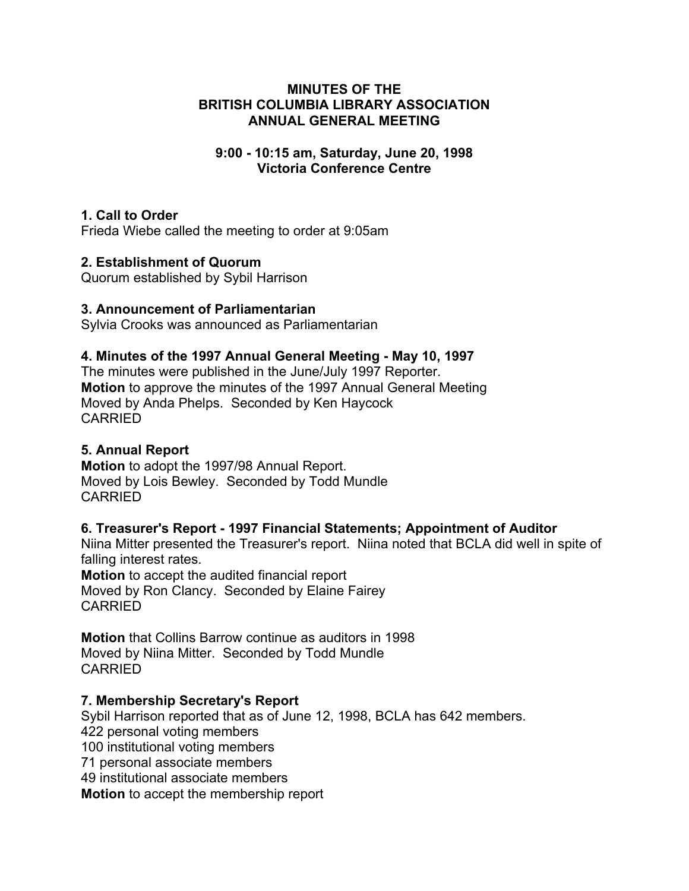# MINUTES OF THE BRITISH COLUMBIA LIBRARY ASSOCIATION ANNUAL GENERAL MEETING

**9:00 - 10:15 am, Saturday, June 20, 1998**
**Victoria Conference Centre**

### 1. Call to Order

Frieda Wiebe called the meeting to order at 9:05am

### 2. Establishment of Quorum

Quorum established by Sybil Harrison

### 3. Announcement of Parliamentarian

Sylvia Crooks was announced as Parliamentarian

### 4. Minutes of the 1997 Annual General Meeting - May 10, 1997

The minutes were published in the June/July 1997 Reporter.
**Motion** to approve the minutes of the 1997 Annual General Meeting
Moved by Anda Phelps. Seconded by Ken Haycock
CARRIED

### 5. Annual Report

**Motion** to adopt the 1997/98 Annual Report.
Moved by Lois Bewley. Seconded by Todd Mundle
CARRIED

### 6. Treasurer's Report - 1997 Financial Statements; Appointment of Auditor

Niina Mitter presented the Treasurer's report. Niina noted that BCLA did well in spite of falling interest rates.
**Motion** to accept the audited financial report
Moved by Ron Clancy. Seconded by Elaine Fairey
CARRIED

**Motion** that Collins Barrow continue as auditors in 1998
Moved by Niina Mitter. Seconded by Todd Mundle
CARRIED

### 7. Membership Secretary's Report

Sybil Harrison reported that as of June 12, 1998, BCLA has 642 members.
422 personal voting members
100 institutional voting members
71 personal associate members
49 institutional associate members
**Motion** to accept the membership report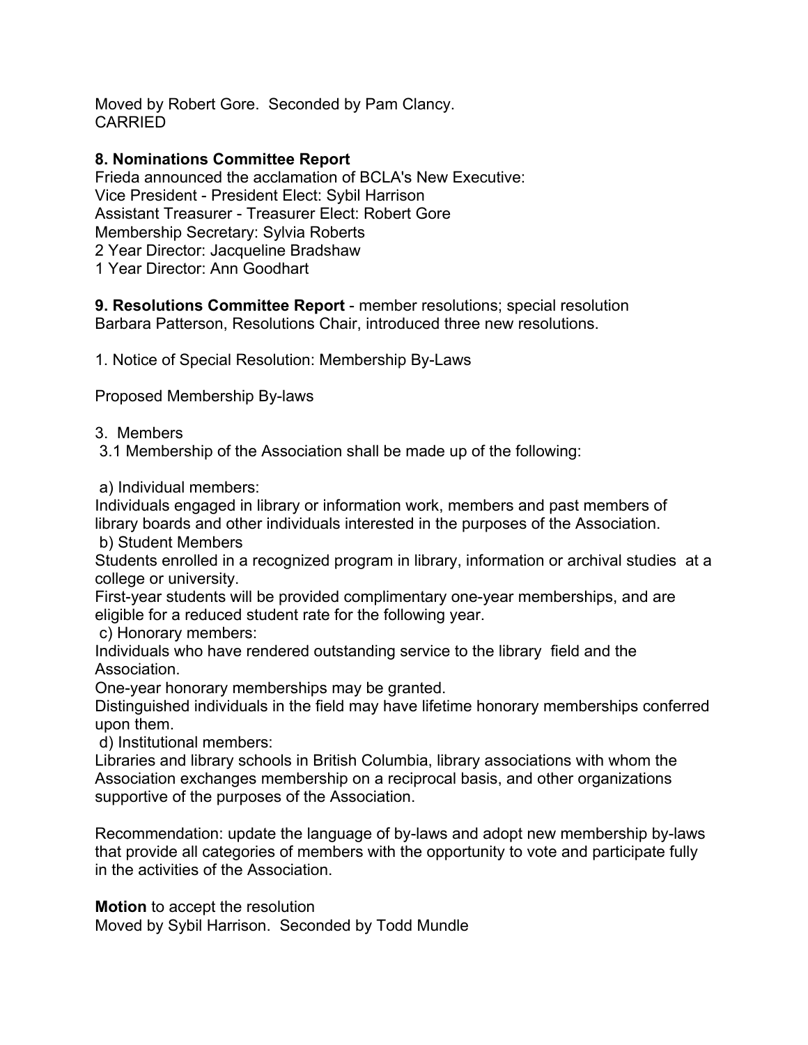Moved by Robert Gore. Seconded by Pam Clancy.
CARRIED

**8. Nominations Committee Report**
Frieda announced the acclamation of BCLA's New Executive:
Vice President - President Elect: Sybil Harrison
Assistant Treasurer - Treasurer Elect: Robert Gore
Membership Secretary: Sylvia Roberts
2 Year Director: Jacqueline Bradshaw
1 Year Director: Ann Goodhart

**9. Resolutions Committee Report** - member resolutions; special resolution
Barbara Patterson, Resolutions Chair, introduced three new resolutions.

1. Notice of Special Resolution: Membership By-Laws

Proposed Membership By-laws

3. Members
3.1 Membership of the Association shall be made up of the following:

a) Individual members:
Individuals engaged in library or information work, members and past members of library boards and other individuals interested in the purposes of the Association.
b) Student Members
Students enrolled in a recognized program in library, information or archival studies at a college or university.
First-year students will be provided complimentary one-year memberships, and are eligible for a reduced student rate for the following year.
c) Honorary members:
Individuals who have rendered outstanding service to the library field and the Association.
One-year honorary memberships may be granted.
Distinguished individuals in the field may have lifetime honorary memberships conferred upon them.
d) Institutional members:
Libraries and library schools in British Columbia, library associations with whom the Association exchanges membership on a reciprocal basis, and other organizations supportive of the purposes of the Association.

Recommendation: update the language of by-laws and adopt new membership by-laws that provide all categories of members with the opportunity to vote and participate fully in the activities of the Association.

**Motion** to accept the resolution
Moved by Sybil Harrison. Seconded by Todd Mundle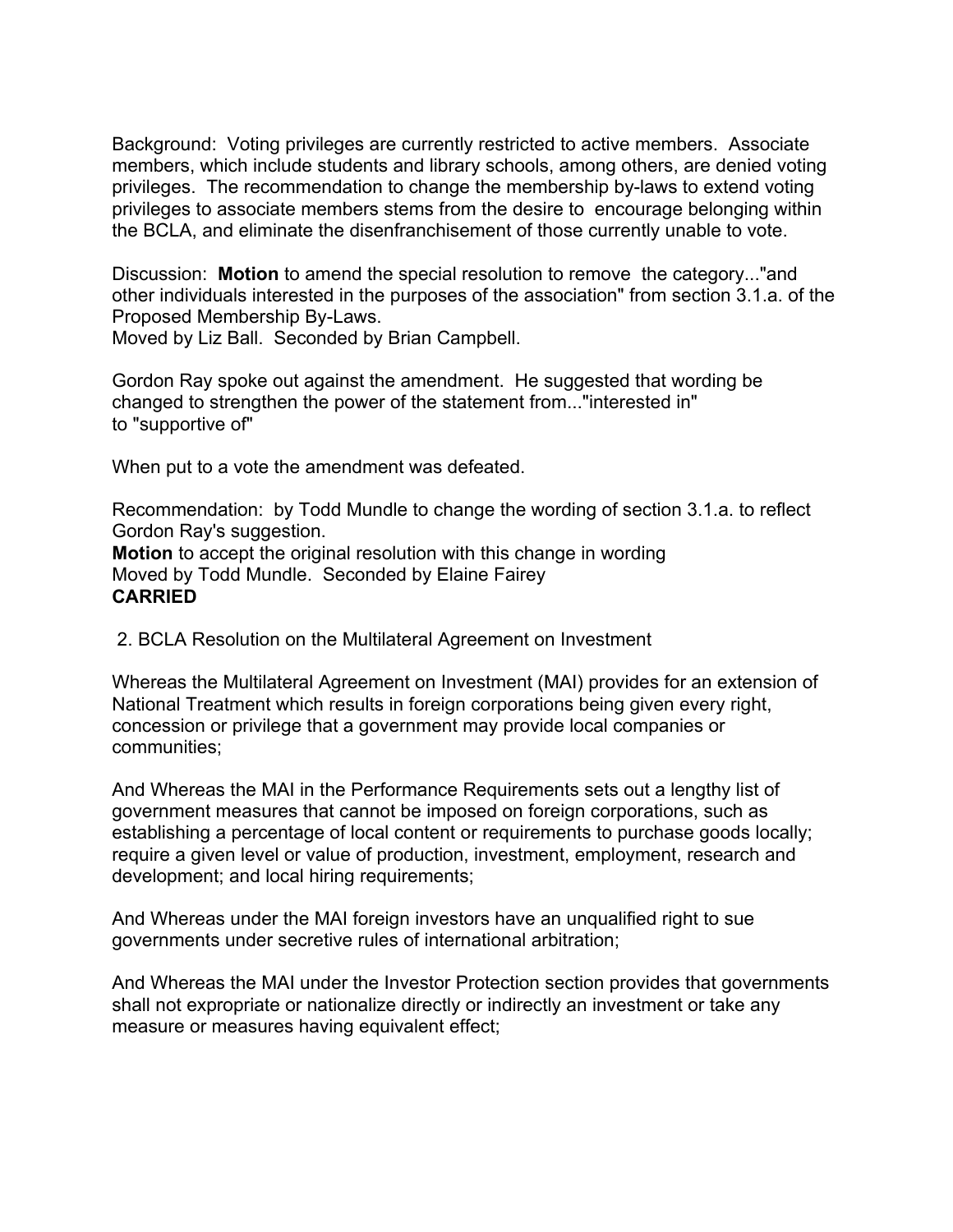Background: Voting privileges are currently restricted to active members. Associate members, which include students and library schools, among others, are denied voting privileges. The recommendation to change the membership by-laws to extend voting privileges to associate members stems from the desire to encourage belonging within the BCLA, and eliminate the disenfranchisement of those currently unable to vote.

Discussion: **Motion** to amend the special resolution to remove the category..."and other individuals interested in the purposes of the association" from section 3.1.a. of the Proposed Membership By-Laws.
Moved by Liz Ball. Seconded by Brian Campbell.

Gordon Ray spoke out against the amendment. He suggested that wording be changed to strengthen the power of the statement from..."interested in" to "supportive of"

When put to a vote the amendment was defeated.

Recommendation: by Todd Mundle to change the wording of section 3.1.a. to reflect Gordon Ray's suggestion.
**Motion** to accept the original resolution with this change in wording
Moved by Todd Mundle. Seconded by Elaine Fairey
**CARRIED**

2. BCLA Resolution on the Multilateral Agreement on Investment

Whereas the Multilateral Agreement on Investment (MAI) provides for an extension of National Treatment which results in foreign corporations being given every right, concession or privilege that a government may provide local companies or communities;

And Whereas the MAI in the Performance Requirements sets out a lengthy list of government measures that cannot be imposed on foreign corporations, such as establishing a percentage of local content or requirements to purchase goods locally; require a given level or value of production, investment, employment, research and development; and local hiring requirements;

And Whereas under the MAI foreign investors have an unqualified right to sue governments under secretive rules of international arbitration;

And Whereas the MAI under the Investor Protection section provides that governments shall not expropriate or nationalize directly or indirectly an investment or take any measure or measures having equivalent effect;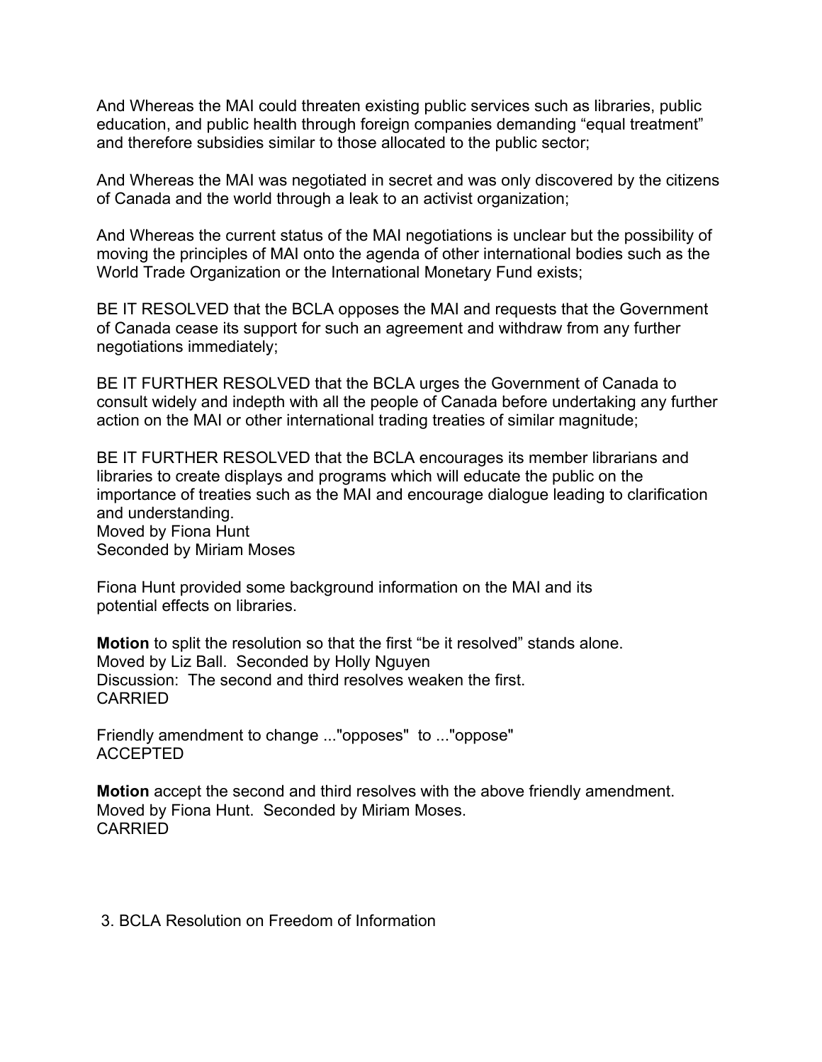And Whereas the MAI could threaten existing public services such as libraries, public education, and public health through foreign companies demanding “equal treatment” and therefore subsidies similar to those allocated to the public sector;

And Whereas the MAI was negotiated in secret and was only discovered by the citizens of Canada and the world through a leak to an activist organization;

And Whereas the current status of the MAI negotiations is unclear but the possibility of moving the principles of MAI onto the agenda of other international bodies such as the World Trade Organization or the International Monetary Fund exists;

BE IT RESOLVED that the BCLA opposes the MAI and requests that the Government of Canada cease its support for such an agreement and withdraw from any further negotiations immediately;

BE IT FURTHER RESOLVED that the BCLA urges the Government of Canada to consult widely and indepth with all the people of Canada before undertaking any further action on the MAI or other international trading treaties of similar magnitude;

BE IT FURTHER RESOLVED that the BCLA encourages its member librarians and libraries to create displays and programs which will educate the public on the importance of treaties such as the MAI and encourage dialogue leading to clarification and understanding.
Moved by Fiona Hunt
Seconded by Miriam Moses

Fiona Hunt provided some background information on the MAI and its potential effects on libraries.

**Motion** to split the resolution so that the first “be it resolved” stands alone.
Moved by Liz Ball. Seconded by Holly Nguyen
Discussion: The second and third resolves weaken the first.
CARRIED

Friendly amendment to change ..."opposes" to ..."oppose"
ACCEPTED

**Motion** accept the second and third resolves with the above friendly amendment.
Moved by Fiona Hunt. Seconded by Miriam Moses.
CARRIED

3. BCLA Resolution on Freedom of Information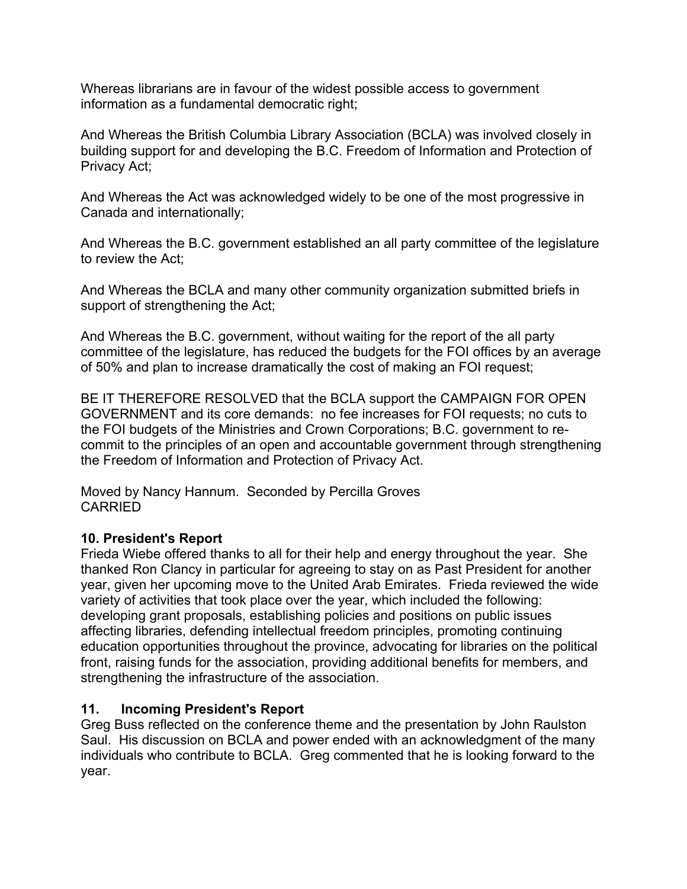Whereas librarians are in favour of the widest possible access to government information as a fundamental democratic right;

And Whereas the British Columbia Library Association (BCLA) was involved closely in building support for and developing the B.C. Freedom of Information and Protection of Privacy Act;

And Whereas the Act was acknowledged widely to be one of the most progressive in Canada and internationally;

And Whereas the B.C. government established an all party committee of the legislature to review the Act;

And Whereas the BCLA and many other community organization submitted briefs in support of strengthening the Act;

And Whereas the B.C. government, without waiting for the report of the all party committee of the legislature, has reduced the budgets for the FOI offices by an average of 50% and plan to increase dramatically the cost of making an FOI request;

BE IT THEREFORE RESOLVED that the BCLA support the CAMPAIGN FOR OPEN GOVERNMENT and its core demands: no fee increases for FOI requests; no cuts to the FOI budgets of the Ministries and Crown Corporations; B.C. government to re-commit to the principles of an open and accountable government through strengthening the Freedom of Information and Protection of Privacy Act.

Moved by Nancy Hannum. Seconded by Percilla Groves
CARRIED

### 10. President's Report

Frieda Wiebe offered thanks to all for their help and energy throughout the year. She thanked Ron Clancy in particular for agreeing to stay on as Past President for another year, given her upcoming move to the United Arab Emirates. Frieda reviewed the wide variety of activities that took place over the year, which included the following: developing grant proposals, establishing policies and positions on public issues affecting libraries, defending intellectual freedom principles, promoting continuing education opportunities throughout the province, advocating for libraries on the political front, raising funds for the association, providing additional benefits for members, and strengthening the infrastructure of the association.

### 11. Incoming President's Report

Greg Buss reflected on the conference theme and the presentation by John Raulston Saul. His discussion on BCLA and power ended with an acknowledgment of the many individuals who contribute to BCLA. Greg commented that he is looking forward to the year.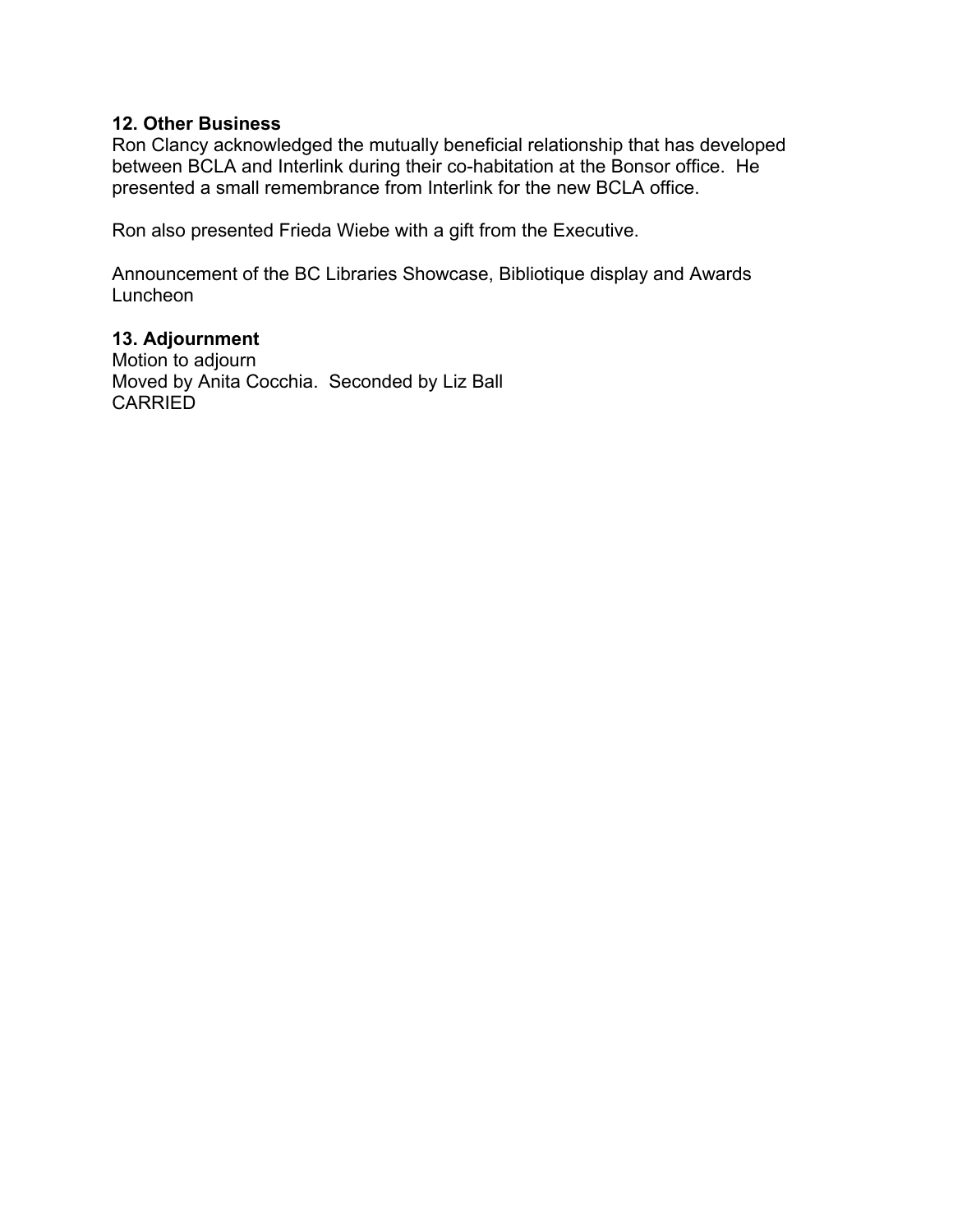**12. Other Business**
Ron Clancy acknowledged the mutually beneficial relationship that has developed between BCLA and Interlink during their co-habitation at the Bonsor office. He presented a small remembrance from Interlink for the new BCLA office.

Ron also presented Frieda Wiebe with a gift from the Executive.

Announcement of the BC Libraries Showcase, Bibliotique display and Awards Luncheon

**13. Adjournment**
Motion to adjourn
Moved by Anita Cocchia. Seconded by Liz Ball
CARRIED